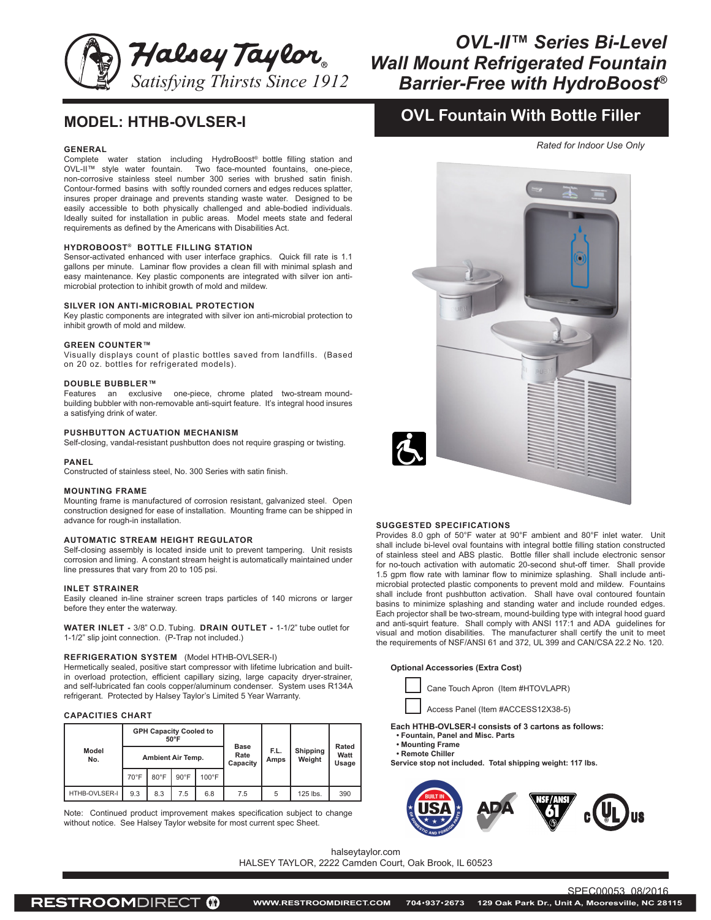Halsey Taylor®
Satisfying Thirsts Since 1912

# OVL-II™ Series Bi-Level Wall Mount Refrigerated Fountain Barrier-Free with HydroBoost®

## MODEL: HTHB-OVLSER-I

## OVL Fountain With Bottle Filler

*Rated for Indoor Use Only*

### GENERAL

Complete water station including HydroBoost® bottle filling station and OVL-II™ style water fountain. Two face-mounted fountains, one-piece, non-corrosive stainless steel number 300 series with brushed satin finish. Contour-formed basins with softly rounded corners and edges reduces splatter, insures proper drainage and prevents standing waste water. Designed to be easily accessible to both physically challenged and able-bodied individuals. Ideally suited for installation in public areas. Model meets state and federal requirements as defined by the Americans with Disabilities Act.

### HYDROBOOST® BOTTLE FILLING STATION

Sensor-activated enhanced with user interface graphics. Quick fill rate is 1.1 gallons per minute. Laminar flow provides a clean fill with minimal splash and easy maintenance. Key plastic components are integrated with silver ion anti-microbial protection to inhibit growth of mold and mildew.

### SILVER ION ANTI-MICROBIAL PROTECTION

Key plastic components are integrated with silver ion anti-microbial protection to inhibit growth of mold and mildew.

### GREEN COUNTER™

Visually displays count of plastic bottles saved from landfills. (Based on 20 oz. bottles for refrigerated models).

### DOUBLE BUBBLER™

Features an exclusive one-piece, chrome plated two-stream mound-building bubbler with non-removable anti-squirt feature. It's integral hood insures a satisfying drink of water.

### PUSHBUTTON ACTUATION MECHANISM

Self-closing, vandal-resistant pushbutton does not require grasping or twisting.

### PANEL

Constructed of stainless steel, No. 300 Series with satin finish.

### MOUNTING FRAME

Mounting frame is manufactured of corrosion resistant, galvanized steel. Open construction designed for ease of installation. Mounting frame can be shipped in advance for rough-in installation.

### AUTOMATIC STREAM HEIGHT REGULATOR

Self-closing assembly is located inside unit to prevent tampering. Unit resists corrosion and liming. A constant stream height is automatically maintained under line pressures that vary from 20 to 105 psi.

### INLET STRAINER

Easily cleaned in-line strainer screen traps particles of 140 microns or larger before they enter the waterway.

**WATER INLET -** 3/8" O.D. Tubing. **DRAIN OUTLET -** 1-1/2" tube outlet for 1-1/2" slip joint connection. (P-Trap not included.)

### REFRIGERATION SYSTEM (Model HTHB-OVLSER-I)

Hermetically sealed, positive start compressor with lifetime lubrication and built-in overload protection, efficient capillary sizing, large capacity dryer-strainer, and self-lubricated fan cools copper/aluminum condenser. System uses R134A refrigerant. Protected by Halsey Taylor's Limited 5 Year Warranty.

### CAPACITIES CHART

| Model No. | GPH Capacity Cooled to 50°F | | | | Base Rate Capacity | F.L. Amps | Shipping Weight | Rated Watt Usage |
|---|---|---|---|---|---|---|---|---|
| | Ambient Air Temp. | | | | | | | |
| | 70°F | 80°F | 90°F | 100°F | | | | |
| HTHB-OVLSER-I | 9.3 | 8.3 | 7.5 | 6.8 | 7.5 | 5 | 125 lbs. | 390 |

Note: Continued product improvement makes specification subject to change without notice. See Halsey Taylor website for most current spec Sheet.

### SUGGESTED SPECIFICATIONS

Provides 8.0 gph of 50°F water at 90°F ambient and 80°F inlet water. Unit shall include bi-level oval fountains with integral bottle filling station constructed of stainless steel and ABS plastic. Bottle filler shall include electronic sensor for no-touch activation with automatic 20-second shut-off timer. Shall provide 1.5 gpm flow rate with laminar flow to minimize splashing. Shall include anti-microbial protected plastic components to prevent mold and mildew. Fountains shall include front pushbutton activation. Shall have oval contoured fountain basins to minimize splashing and standing water and include rounded edges. Each projector shall be two-stream, mound-building type with integral hood guard and anti-squirt feature. Shall comply with ANSI 117:1 and ADA guidelines for visual and motion disabilities. The manufacturer shall certify the unit to meet the requirements of NSF/ANSI 61 and 372, UL 399 and CAN/CSA 22.2 No. 120.

**Optional Accessories (Extra Cost)**

- ☐ Cane Touch Apron (Item #HTOVLAPR)
- ☐ Access Panel (Item #ACCESS12X38-5)

**Each HTHB-OVLSER-I consists of 3 cartons as follows:**

- **Fountain, Panel and Misc. Parts**
- **Mounting Frame**
- **Remote Chiller**

**Service stop not included. Total shipping weight: 117 lbs.**

halseytaylor.com
HALSEY TAYLOR, 2222 Camden Court, Oak Brook, IL 60523

SPEC00053 08/2016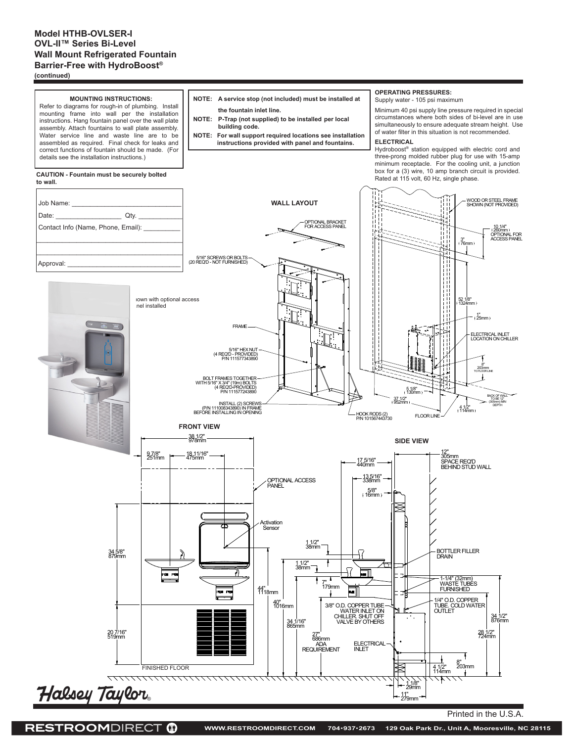**Model HTHB-OVLSER-I**
**OVL-II™ Series Bi-Level**
**Wall Mount Refrigerated Fountain**
**Barrier-Free with HydroBoost®**
**(continued)**

**MOUNTING INSTRUCTIONS:**

Refer to diagrams for rough-in of plumbing. Install mounting frame into wall per the installation instructions. Hang fountain panel over the wall plate assembly. Attach fountains to wall plate assembly. Water service line and waste line are to be assembled as required. Final check for leaks and correct functions of fountain should be made. (For details see the installation instructions.)

**CAUTION - Fountain must be securely bolted to wall.**

**NOTE: A service stop (not included) must be installed at the fountain inlet line.**

**NOTE: P-Trap (not supplied) to be installed per local building code.**

**NOTE: For wall support required locations see installation instructions provided with panel and fountains.**

**OPERATING PRESSURES:**

Supply water - 105 psi maximum

Minimum 40 psi supply line pressure required in special circumstances where both sides of bi-level are in use simultaneously to ensure adequate stream height. Use of water filter in this situation is not recommended.

**ELECTRICAL**

Hydroboost® station equipped with electric cord and three-prong molded rubber plug for use with 15-amp minimum receptacle. For the cooling unit, a junction box for a (3) wire, 10 amp branch circuit is provided. Rated at 115 volt, 60 Hz, single phase.

Job Name: ______________________________

Date: _________________ Qty. ____________

Contact Info (Name, Phone, Email): __________

Approval: ______________________________

own with optional access
nel installed

**WALL LAYOUT**

OPTIONAL BRACKET FOR ACCESS PANEL
5/16" SCREWS OR BOLTS (20 REQ'D - NOT FURNISHED)
FRAME
5/16" HEX NUT (4 REQ'D - PROVIDED) P/N 111577343890
BOLT FRAMES TOGETHER WITH 5/16" X 3/4" (19m) BOLTS (4 REQ'D-PROVIDED) P/N 111577243890
INSTALL (2) SCREWS (P/N 111008343890) IN FRAME BEFORE INSTALLING IN OPENING
HOOK RODS (2) P/N 101567443730
WOOD OR STEEL FRAME SHOWN (NOT PROVIDED)
10 1/4" (260mm) OPTIONAL FOR ACCESS PANEL
3" (76mm)
52 1/8" (1324mm)
1" (25mm)
ELECTRICAL INLET LOCATION ON CHILLER
8" 203mm TO FLOOR LINE
5 1/8" (130mm)
37 1/2" (952mm)
4 1/2" (114mm)
BACK OF WALL TO BE 12" (305mm) MIN DEPTH
FLOOR LINE

**FRONT VIEW**

38 1/2" 978mm
9 7/8" 251mm
18 11/16" 475mm
OPTIONAL ACCESS PANEL
Activation Sensor
34 5/8" 879mm
20 7/16" 519mm
44" 1118mm
40" 1016mm
FINISHED FLOOR

**SIDE VIEW**

12" 305mm SPACE REQ'D BEHIND STUD WALL
17 5/16" 440mm
13 5/16" 338mm
5/8" (16mm)
1 1/2" 38mm
1 1/2" 38mm
7" 179mm
BOTTLER FILLER DRAIN
1-1/4" (32mm) WASTE TUBES FURNISHED
1/4" O.D. COPPER TUBE. COLD WATER OUTLET
3/8" O.D. COPPER TUBE WATER INLET ON CHILLER. SHUT OFF VALVE BY OTHERS
34 1/16" 865mm
27" 686mm ADA REQUIREMENT
ELECTRICAL INLET
34 1/2" 876mm
28 1/2" 724mm
8" 203mm
4 1/2" 114mm
1 1/8" 29mm
11" 279mm

Halsey Taylor®

Printed in the U.S.A.

RESTROOMDIRECT WWW.RESTROOMDIRECT.COM 704•937•2673 129 Oak Park Dr., Unit A, Mooresville, NC 28115